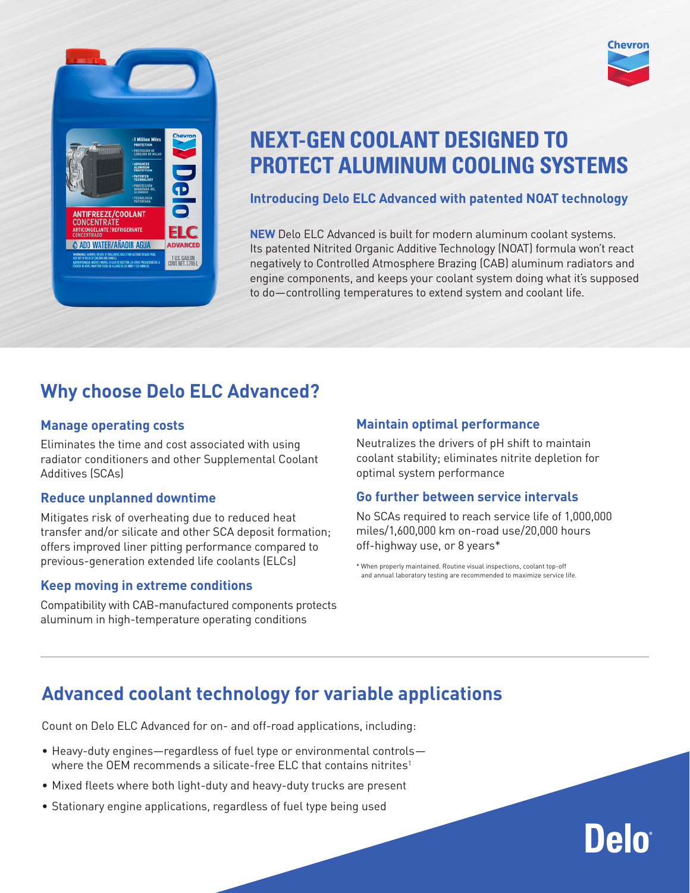# NEXT-GEN COOLANT DESIGNED TO PROTECT ALUMINUM COOLING SYSTEMS

### Introducing Delo ELC Advanced with patented NOAT technology

**NEW** Delo ELC Advanced is built for modern aluminum coolant systems. Its patented Nitrited Organic Additive Technology (NOAT) formula won't react negatively to Controlled Atmosphere Brazing (CAB) aluminum radiators and engine components, and keeps your coolant system doing what it's supposed to do—controlling temperatures to extend system and coolant life.

## Why choose Delo ELC Advanced?

### Manage operating costs

Eliminates the time and cost associated with using radiator conditioners and other Supplemental Coolant Additives (SCAs)

### Reduce unplanned downtime

Mitigates risk of overheating due to reduced heat transfer and/or silicate and other SCA deposit formation; offers improved liner pitting performance compared to previous-generation extended life coolants (ELCs)

### Keep moving in extreme conditions

Compatibility with CAB-manufactured components protects aluminum in high-temperature operating conditions

### Maintain optimal performance

Neutralizes the drivers of pH shift to maintain coolant stability; eliminates nitrite depletion for optimal system performance

### Go further between service intervals

No SCAs required to reach service life of 1,000,000 miles/1,600,000 km on-road use/20,000 hours off-highway use, or 8 years*

* When properly maintained. Routine visual inspections, coolant top-off and annual laboratory testing are recommended to maximize service life.

## Advanced coolant technology for variable applications

Count on Delo ELC Advanced for on- and off-road applications, including:

- Heavy-duty engines—regardless of fuel type or environmental controls—where the OEM recommends a silicate-free ELC that contains nitrites[1]
- Mixed fleets where both light-duty and heavy-duty trucks are present
- Stationary engine applications, regardless of fuel type being used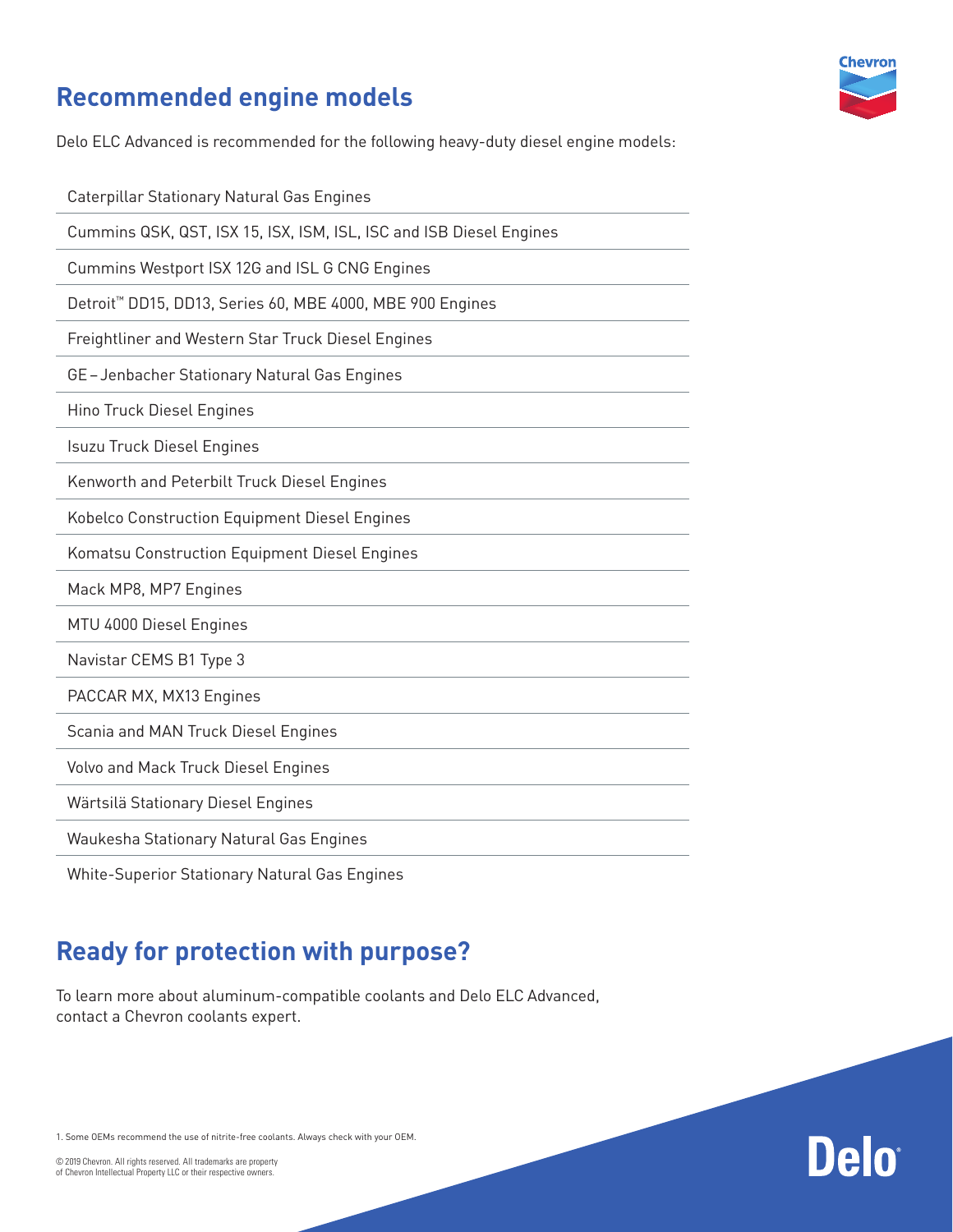## Recommended engine models

Delo ELC Advanced is recommended for the following heavy-duty diesel engine models:

| |
|---|
| Caterpillar Stationary Natural Gas Engines |
| Cummins QSK, QST, ISX 15, ISX, ISM, ISL, ISC and ISB Diesel Engines |
| Cummins Westport ISX 12G and ISL G CNG Engines |
| Detroit™ DD15, DD13, Series 60, MBE 4000, MBE 900 Engines |
| Freightliner and Western Star Truck Diesel Engines |
| GE – Jenbacher Stationary Natural Gas Engines |
| Hino Truck Diesel Engines |
| Isuzu Truck Diesel Engines |
| Kenworth and Peterbilt Truck Diesel Engines |
| Kobelco Construction Equipment Diesel Engines |
| Komatsu Construction Equipment Diesel Engines |
| Mack MP8, MP7 Engines |
| MTU 4000 Diesel Engines |
| Navistar CEMS B1 Type 3 |
| PACCAR MX, MX13 Engines |
| Scania and MAN Truck Diesel Engines |
| Volvo and Mack Truck Diesel Engines |
| Wärtsilä Stationary Diesel Engines |
| Waukesha Stationary Natural Gas Engines |
| White-Superior Stationary Natural Gas Engines |

## Ready for protection with purpose?

To learn more about aluminum-compatible coolants and Delo ELC Advanced, contact a Chevron coolants expert.

1. Some OEMs recommend the use of nitrite-free coolants. Always check with your OEM.

© 2019 Chevron. All rights reserved. All trademarks are property of Chevron Intellectual Property LLC or their respective owners.